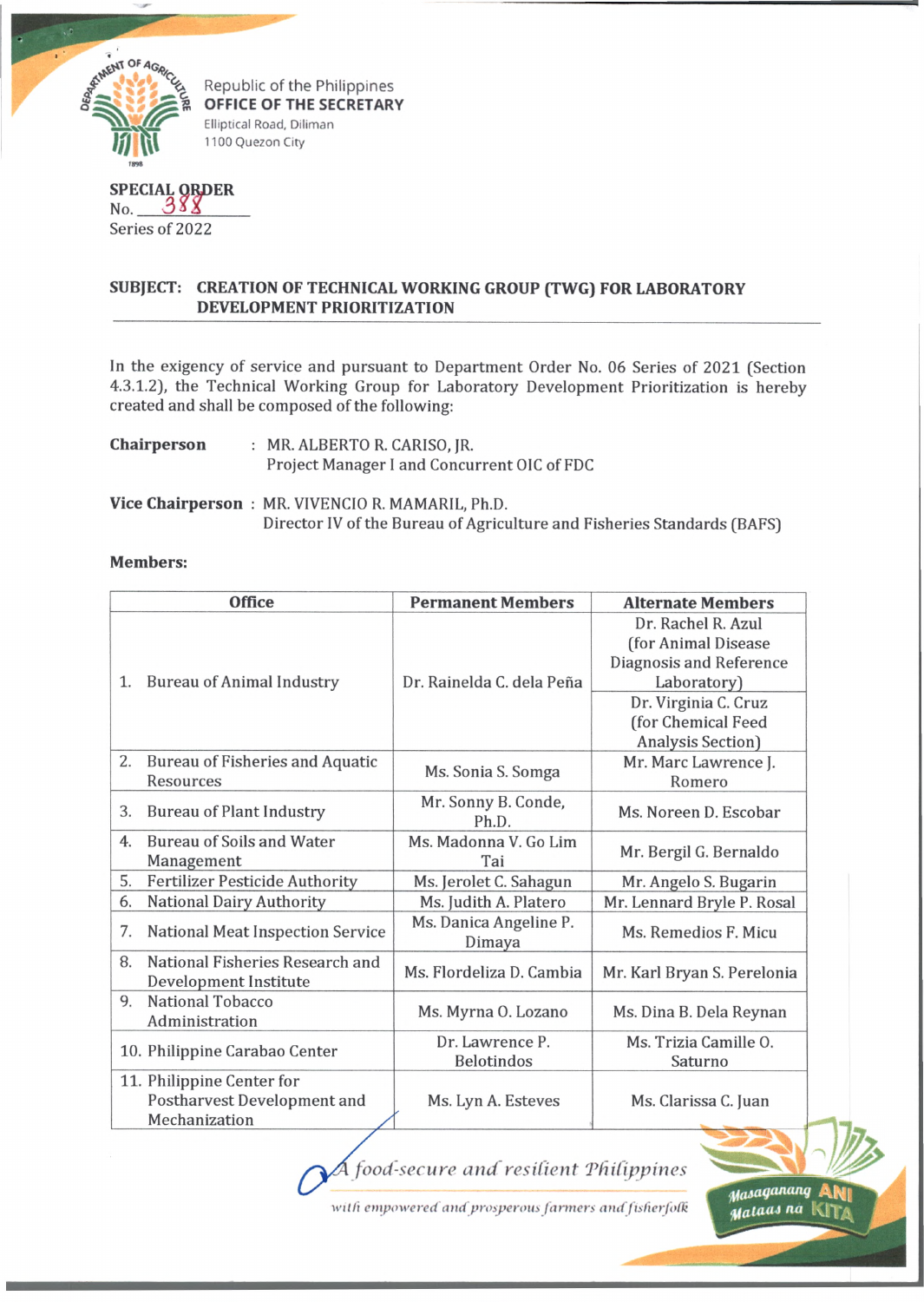Republic of the Philippines
**OFFICE OF THE SECRETARY**
Elliptical Road, Diliman
1100 Quezon City

**SPECIAL ORDER**
No. 388
Series of 2022

**SUBJECT: CREATION OF TECHNICAL WORKING GROUP (TWG) FOR LABORATORY DEVELOPMENT PRIORITIZATION**

In the exigency of service and pursuant to Department Order No. 06 Series of 2021 (Section 4.3.1.2), the Technical Working Group for Laboratory Development Prioritization is hereby created and shall be composed of the following:

**Chairperson** : MR. ALBERTO R. CARISO, JR.
Project Manager I and Concurrent OIC of FDC

**Vice Chairperson** : MR. VIVENCIO R. MAMARIL, Ph.D.
Director IV of the Bureau of Agriculture and Fisheries Standards (BAFS)

**Members:**

| Office | Permanent Members | Alternate Members |
|---|---|---|
| 1. Bureau of Animal Industry | Dr. Rainelda C. dela Peña | Dr. Rachel R. Azul (for Animal Disease Diagnosis and Reference Laboratory) |
| | | Dr. Virginia C. Cruz (for Chemical Feed Analysis Section) |
| 2. Bureau of Fisheries and Aquatic Resources | Ms. Sonia S. Somga | Mr. Marc Lawrence J. Romero |
| 3. Bureau of Plant Industry | Mr. Sonny B. Conde, Ph.D. | Ms. Noreen D. Escobar |
| 4. Bureau of Soils and Water Management | Ms. Madonna V. Go Lim Tai | Mr. Bergil G. Bernaldo |
| 5. Fertilizer Pesticide Authority | Ms. Jerolet C. Sahagun | Mr. Angelo S. Bugarin |
| 6. National Dairy Authority | Ms. Judith A. Platero | Mr. Lennard Bryle P. Rosal |
| 7. National Meat Inspection Service | Ms. Danica Angeline P. Dimaya | Ms. Remedios F. Micu |
| 8. National Fisheries Research and Development Institute | Ms. Flordeliza D. Cambia | Mr. Karl Bryan S. Perelonia |
| 9. National Tobacco Administration | Ms. Myrna O. Lozano | Ms. Dina B. Dela Reynan |
| 10. Philippine Carabao Center | Dr. Lawrence P. Belotindos | Ms. Trizia Camille O. Saturno |
| 11. Philippine Center for Postharvest Development and Mechanization | Ms. Lyn A. Esteves | Ms. Clarissa C. Juan |

*A food-secure and resilient Philippines with empowered and prosperous farmers and fisherfolk*

Masaganang ANI Mataas na KITA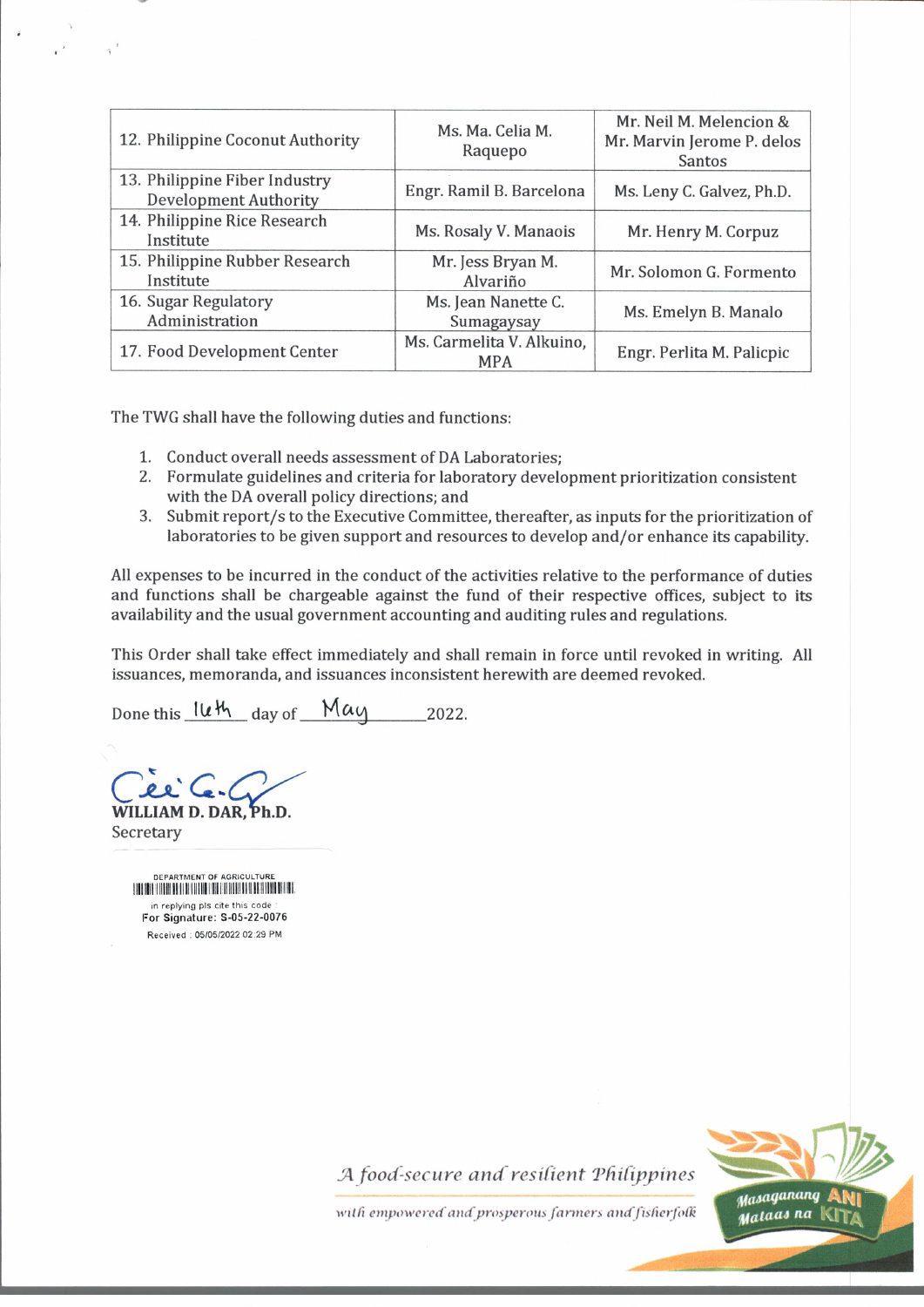| | | |
|---|---|---|
| 12. Philippine Coconut Authority | Ms. Ma. Celia M. Raquepo | Mr. Neil M. Melencion & Mr. Marvin Jerome P. delos Santos |
| 13. Philippine Fiber Industry Development Authority | Engr. Ramil B. Barcelona | Ms. Leny C. Galvez, Ph.D. |
| 14. Philippine Rice Research Institute | Ms. Rosaly V. Manaois | Mr. Henry M. Corpuz |
| 15. Philippine Rubber Research Institute | Mr. Jess Bryan M. Alvariño | Mr. Solomon G. Formento |
| 16. Sugar Regulatory Administration | Ms. Jean Nanette C. Sumagaysay | Ms. Emelyn B. Manalo |
| 17. Food Development Center | Ms. Carmelita V. Alkuino, MPA | Engr. Perlita M. Palicpic |

The TWG shall have the following duties and functions:

1. Conduct overall needs assessment of DA Laboratories;
2. Formulate guidelines and criteria for laboratory development prioritization consistent with the DA overall policy directions; and
3. Submit report/s to the Executive Committee, thereafter, as inputs for the prioritization of laboratories to be given support and resources to develop and/or enhance its capability.

All expenses to be incurred in the conduct of the activities relative to the performance of duties and functions shall be chargeable against the fund of their respective offices, subject to its availability and the usual government accounting and auditing rules and regulations.

This Order shall take effect immediately and shall remain in force until revoked in writing. All issuances, memoranda, and issuances inconsistent herewith are deemed revoked.

Done this 16th day of May 2022.

**WILLIAM D. DAR, Ph.D.**
Secretary

DEPARTMENT OF AGRICULTURE
in replying pls cite this code :
For Signature: S-05-22-0076
Received : 05/05/2022 02:29 PM

*A food-secure and resilient Philippines*
*with empowered and prosperous farmers and fisherfolk*

Masaganang ANI Mataas na KITA